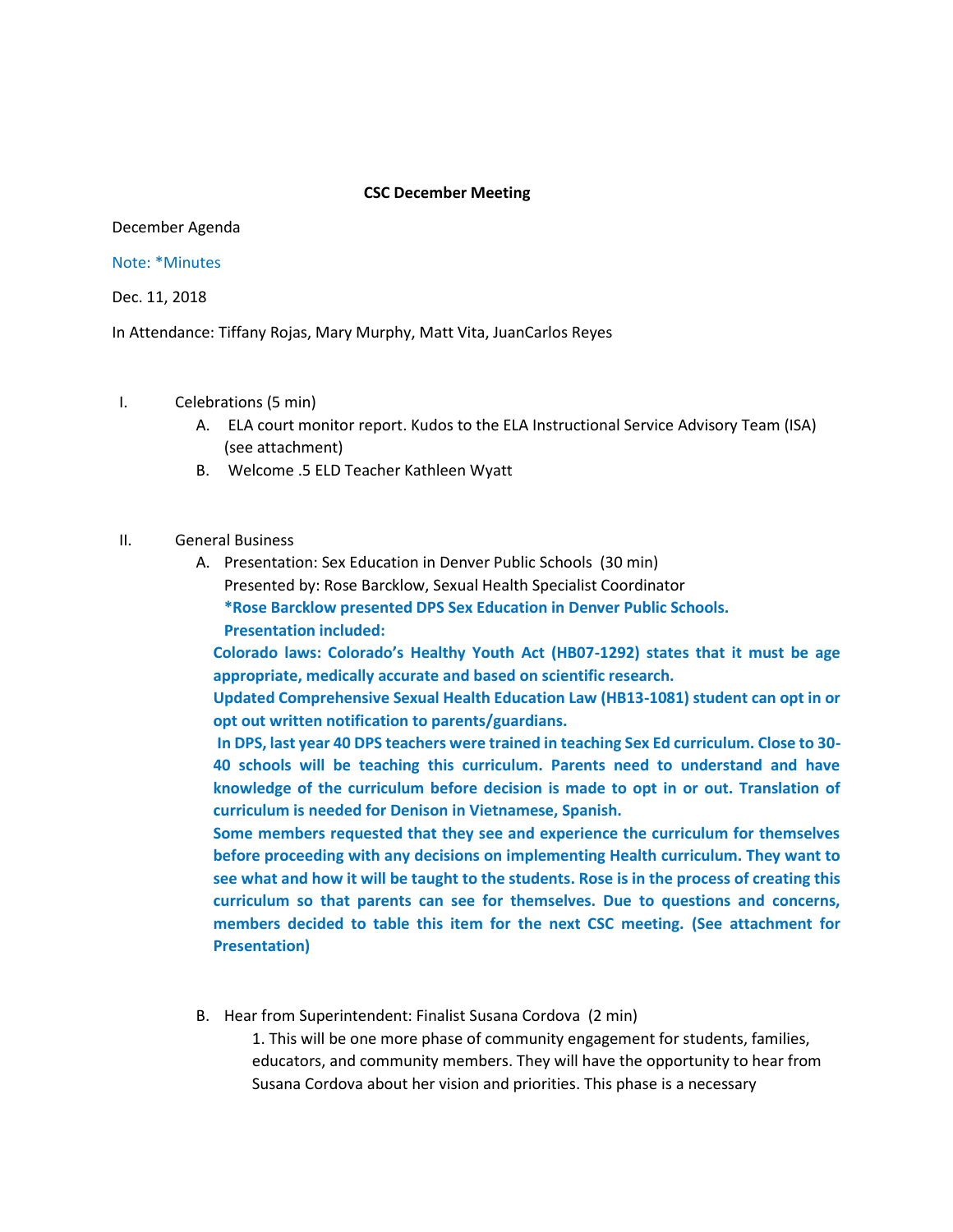**CSC December Meeting**

December Agenda

Note: *Minutes

Dec. 11, 2018

In Attendance: Tiffany Rojas, Mary Murphy, Matt Vita, JuanCarlos Reyes

I. Celebrations (5 min)
   - A. ELA court monitor report. Kudos to the ELA Instructional Service Advisory Team (ISA) (see attachment)
   - B. Welcome .5 ELD Teacher Kathleen Wyatt

II. General Business
   - A. Presentation: Sex Education in Denver Public Schools (30 min)
     Presented by: Rose Barcklow, Sexual Health Specialist Coordinator
     **\*Rose Barcklow presented DPS Sex Education in Denver Public Schools.**
     **Presentation included:**
     **Colorado laws: Colorado's Healthy Youth Act (HB07-1292) states that it must be age appropriate, medically accurate and based on scientific research.**
     **Updated Comprehensive Sexual Health Education Law (HB13-1081) student can opt in or opt out written notification to parents/guardians.**
     **In DPS, last year 40 DPS teachers were trained in teaching Sex Ed curriculum. Close to 30-40 schools will be teaching this curriculum. Parents need to understand and have knowledge of the curriculum before decision is made to opt in or out. Translation of curriculum is needed for Denison in Vietnamese, Spanish.**
     **Some members requested that they see and experience the curriculum for themselves before proceeding with any decisions on implementing Health curriculum. They want to see what and how it will be taught to the students. Rose is in the process of creating this curriculum so that parents can see for themselves. Due to questions and concerns, members decided to table this item for the next CSC meeting. (See attachment for Presentation)**

   - B. Hear from Superintendent: Finalist Susana Cordova (2 min)
     1. This will be one more phase of community engagement for students, families, educators, and community members. They will have the opportunity to hear from Susana Cordova about her vision and priorities. This phase is a necessary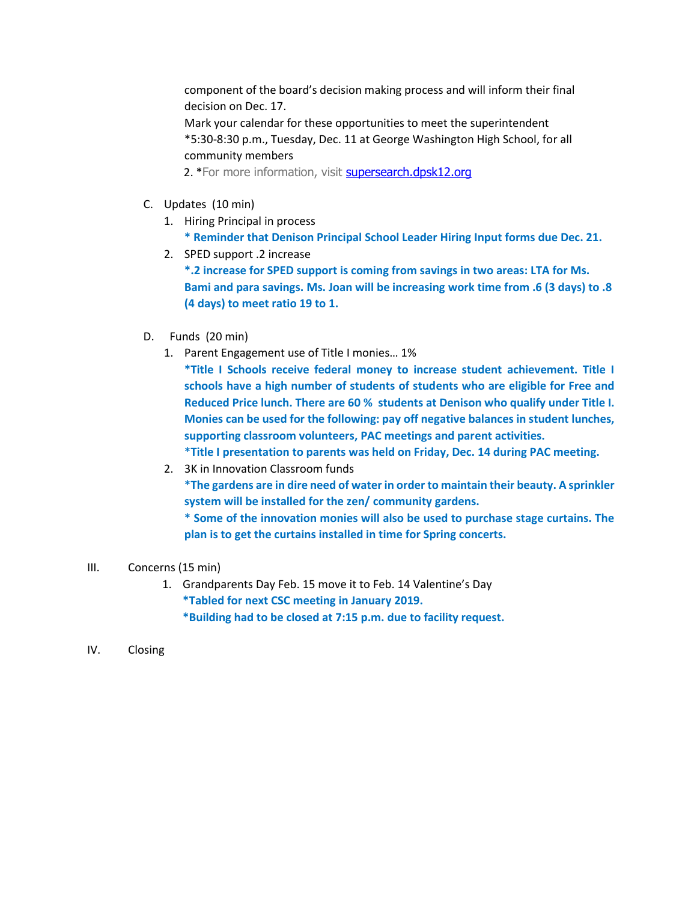component of the board's decision making process and will inform their final decision on Dec. 17.

Mark your calendar for these opportunities to meet the superintendent

*5:30-8:30 p.m., Tuesday, Dec. 11 at George Washington High School, for all community members

2. *For more information, visit supersearch.dpsk12.org

C. Updates (10 min)

1. Hiring Principal in process

   **\* Reminder that Denison Principal School Leader Hiring Input forms due Dec. 21.**

2. SPED support .2 increase

   **\*.2 increase for SPED support is coming from savings in two areas: LTA for Ms. Bami and para savings. Ms. Joan will be increasing work time from .6 (3 days) to .8 (4 days) to meet ratio 19 to 1.**

D. Funds (20 min)

1. Parent Engagement use of Title I monies… 1%

   **\*Title I Schools receive federal money to increase student achievement. Title I schools have a high number of students of students who are eligible for Free and Reduced Price lunch. There are 60 % students at Denison who qualify under Title I. Monies can be used for the following: pay off negative balances in student lunches, supporting classroom volunteers, PAC meetings and parent activities.**

   **\*Title I presentation to parents was held on Friday, Dec. 14 during PAC meeting.**

2. 3K in Innovation Classroom funds

   **\*The gardens are in dire need of water in order to maintain their beauty. A sprinkler system will be installed for the zen/ community gardens.**

   **\* Some of the innovation monies will also be used to purchase stage curtains. The plan is to get the curtains installed in time for Spring concerts.**

III. Concerns (15 min)

1. Grandparents Day Feb. 15 move it to Feb. 14 Valentine's Day

   **\*Tabled for next CSC meeting in January 2019.**

   **\*Building had to be closed at 7:15 p.m. due to facility request.**

IV. Closing